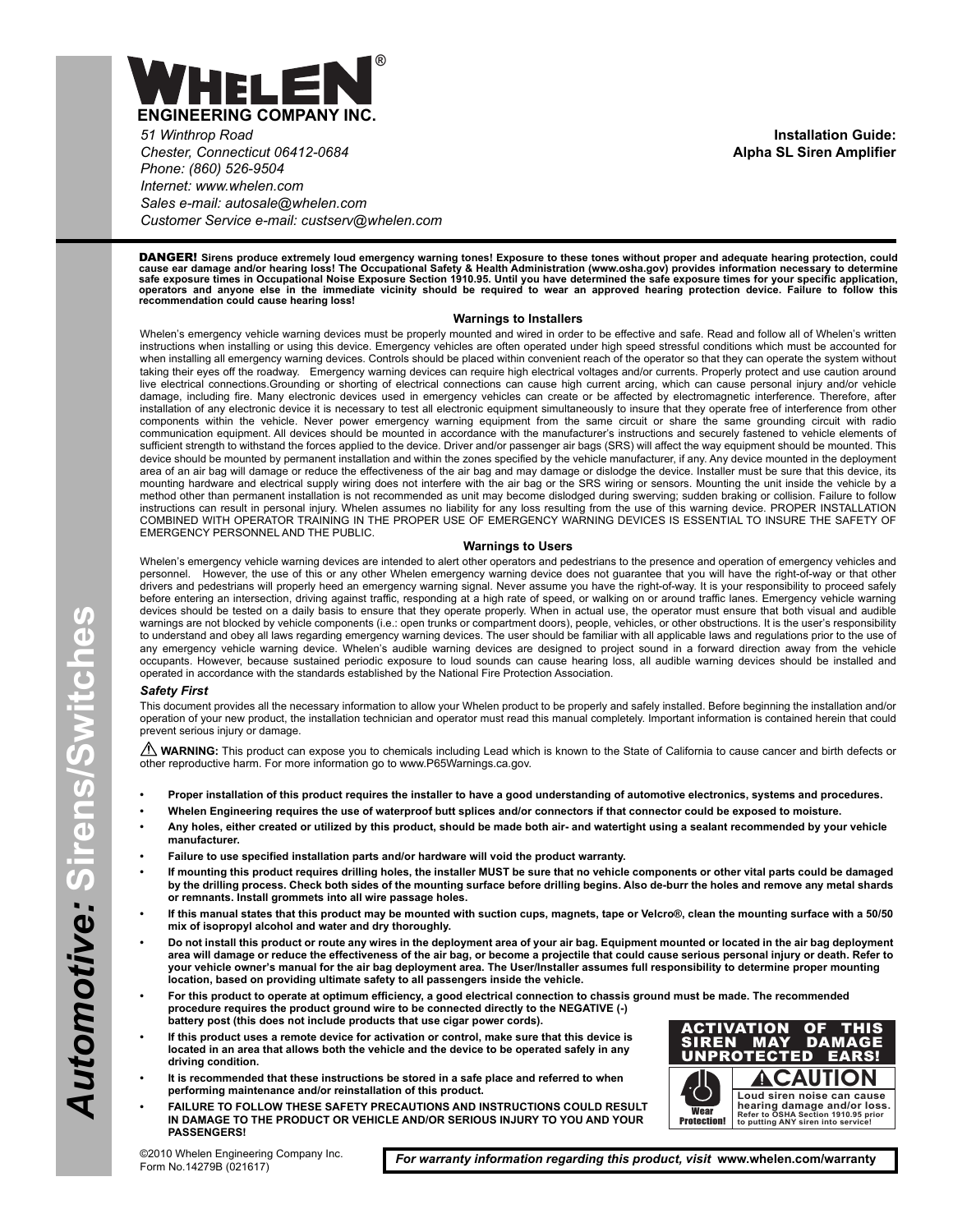# WHELEN®

**ENGINEERING COMPANY INC.**

*51 Winthrop Road*
*Chester, Connecticut 06412-0684*
*Phone: (860) 526-9504*
*Internet: www.whelen.com*
*Sales e-mail: autosale@whelen.com*
*Customer Service e-mail: custserv@whelen.com*

**Installation Guide:**
**Alpha SL Siren Amplifier**

**DANGER! Sirens produce extremely loud emergency warning tones! Exposure to these tones without proper and adequate hearing protection, could cause ear damage and/or hearing loss! The Occupational Safety & Health Administration (www.osha.gov) provides information necessary to determine safe exposure times in Occupational Noise Exposure Section 1910.95. Until you have determined the safe exposure times for your specific application, operators and anyone else in the immediate vicinity should be required to wear an approved hearing protection device. Failure to follow this recommendation could cause hearing loss!**

### Warnings to Installers

Whelen's emergency vehicle warning devices must be properly mounted and wired in order to be effective and safe. Read and follow all of Whelen's written instructions when installing or using this device. Emergency vehicles are often operated under high speed stressful conditions which must be accounted for when installing all emergency warning devices. Controls should be placed within convenient reach of the operator so that they can operate the system without taking their eyes off the roadway. Emergency warning devices can require high electrical voltages and/or currents. Properly protect and use caution around live electrical connections.Grounding or shorting of electrical connections can cause high current arcing, which can cause personal injury and/or vehicle damage, including fire. Many electronic devices used in emergency vehicles can create or be affected by electromagnetic interference. Therefore, after installation of any electronic device it is necessary to test all electronic equipment simultaneously to insure that they operate free of interference from other components within the vehicle. Never power emergency warning equipment from the same circuit or share the same grounding circuit with radio communication equipment. All devices should be mounted in accordance with the manufacturer's instructions and securely fastened to vehicle elements of sufficient strength to withstand the forces applied to the device. Driver and/or passenger air bags (SRS) will affect the way equipment should be mounted. This device should be mounted by permanent installation and within the zones specified by the vehicle manufacturer, if any. Any device mounted in the deployment area of an air bag will damage or reduce the effectiveness of the air bag and may damage or dislodge the device. Installer must be sure that this device, its mounting hardware and electrical supply wiring does not interfere with the air bag or the SRS wiring or sensors. Mounting the unit inside the vehicle by a method other than permanent installation is not recommended as unit may become dislodged during swerving; sudden braking or collision. Failure to follow instructions can result in personal injury. Whelen assumes no liability for any loss resulting from the use of this warning device. PROPER INSTALLATION COMBINED WITH OPERATOR TRAINING IN THE PROPER USE OF EMERGENCY WARNING DEVICES IS ESSENTIAL TO INSURE THE SAFETY OF EMERGENCY PERSONNEL AND THE PUBLIC.

### Warnings to Users

Whelen's emergency vehicle warning devices are intended to alert other operators and pedestrians to the presence and operation of emergency vehicles and personnel. However, the use of this or any other Whelen emergency warning device does not guarantee that you will have the right-of-way or that other drivers and pedestrians will properly heed an emergency warning signal. Never assume you have the right-of-way. It is your responsibility to proceed safely before entering an intersection, driving against traffic, responding at a high rate of speed, or walking on or around traffic lanes. Emergency vehicle warning devices should be tested on a daily basis to ensure that they operate properly. When in actual use, the operator must ensure that both visual and audible warnings are not blocked by vehicle components (i.e.: open trunks or compartment doors), people, vehicles, or other obstructions. It is the user's responsibility to understand and obey all laws regarding emergency warning devices. The user should be familiar with all applicable laws and regulations prior to the use of any emergency vehicle warning device. Whelen's audible warning devices are designed to project sound in a forward direction away from the vehicle occupants. However, because sustained periodic exposure to loud sounds can cause hearing loss, all audible warning devices should be installed and operated in accordance with the standards established by the National Fire Protection Association.

***Safety First***

This document provides all the necessary information to allow your Whelen product to be properly and safely installed. Before beginning the installation and/or operation of your new product, the installation technician and operator must read this manual completely. Important information is contained herein that could prevent serious injury or damage.

⚠ **WARNING:** This product can expose you to chemicals including Lead which is known to the State of California to cause cancer and birth defects or other reproductive harm. For more information go to www.P65Warnings.ca.gov.

- **Proper installation of this product requires the installer to have a good understanding of automotive electronics, systems and procedures.**
- **Whelen Engineering requires the use of waterproof butt splices and/or connectors if that connector could be exposed to moisture.**
- **Any holes, either created or utilized by this product, should be made both air- and watertight using a sealant recommended by your vehicle manufacturer.**
- **Failure to use specified installation parts and/or hardware will void the product warranty.**
- **If mounting this product requires drilling holes, the installer MUST be sure that no vehicle components or other vital parts could be damaged by the drilling process. Check both sides of the mounting surface before drilling begins. Also de-burr the holes and remove any metal shards or remnants. Install grommets into all wire passage holes.**
- **If this manual states that this product may be mounted with suction cups, magnets, tape or Velcro®, clean the mounting surface with a 50/50 mix of isopropyl alcohol and water and dry thoroughly.**
- **Do not install this product or route any wires in the deployment area of your air bag. Equipment mounted or located in the air bag deployment area will damage or reduce the effectiveness of the air bag, or become a projectile that could cause serious personal injury or death. Refer to your vehicle owner's manual for the air bag deployment area. The User/Installer assumes full responsibility to determine proper mounting location, based on providing ultimate safety to all passengers inside the vehicle.**
- **For this product to operate at optimum efficiency, a good electrical connection to chassis ground must be made. The recommended procedure requires the product ground wire to be connected directly to the NEGATIVE (-) battery post (this does not include products that use cigar power cords).**
- **If this product uses a remote device for activation or control, make sure that this device is located in an area that allows both the vehicle and the device to be operated safely in any driving condition.**
- **It is recommended that these instructions be stored in a safe place and referred to when performing maintenance and/or reinstallation of this product.**
- **FAILURE TO FOLLOW THESE SAFETY PRECAUTIONS AND INSTRUCTIONS COULD RESULT IN DAMAGE TO THE PRODUCT OR VEHICLE AND/OR SERIOUS INJURY TO YOU AND YOUR PASSENGERS!**

**ACTIVATION OF THIS SIREN MAY DAMAGE UNPROTECTED EARS!**

**⚠CAUTION**

**Wear Protection!**

**Loud siren noise can cause hearing damage and/or loss! Refer to OSHA Section 1910.95 prior to putting ANY siren into service!**

©2010 Whelen Engineering Company Inc.
Form No.14279B (021617)

***For warranty information regarding this product, visit* www.whelen.com/warranty**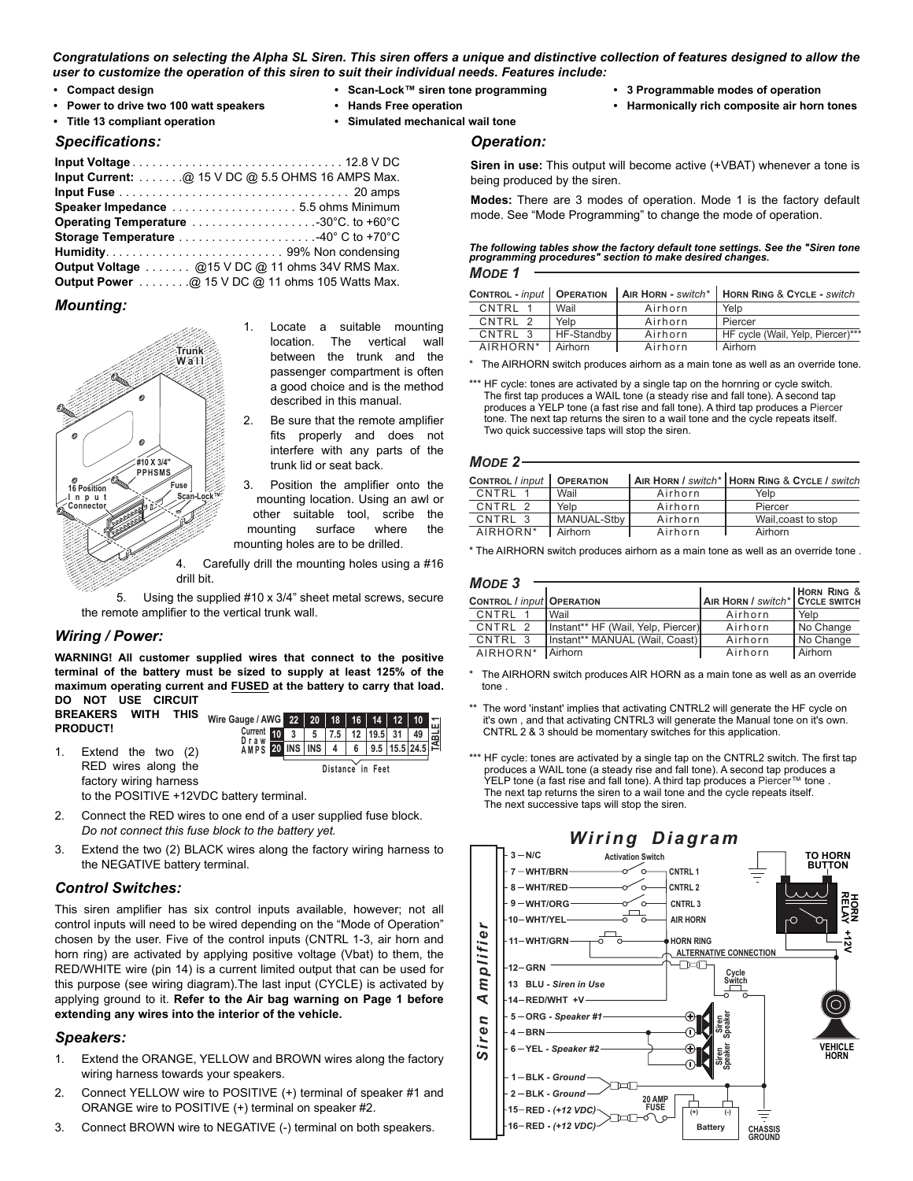***Congratulations on selecting the Alpha SL Siren. This siren offers a unique and distinctive collection of features designed to allow the user to customize the operation of this siren to suit their individual needs. Features include:***

- **Compact design**
- **Power to drive two 100 watt speakers**
- **Title 13 compliant operation**
- **Scan-Lock™ siren tone programming**
- **Hands Free operation**
- **Simulated mechanical wail tone**
- **3 Programmable modes of operation**
- **Harmonically rich composite air horn tones**

## *Specifications:*

**Input Voltage** . . . . . . . . . . . . . . . . . . . . . . . . . . . . . . . . 12.8 V DC
**Input Current:** . . . . . . .@ 15 V DC @ 5.5 OHMS 16 AMPS Max.
**Input Fuse** . . . . . . . . . . . . . . . . . . . . . . . . . . . . . . . . . . . 20 amps
**Speaker Impedance** . . . . . . . . . . . . . . . . . . . 5.5 ohms Minimum
**Operating Temperature** . . . . . . . . . . . . . . . . . . -30°C. to +60°C
**Storage Temperature** . . . . . . . . . . . . . . . . . . . . -40° C to +70°C
**Humidity**. . . . . . . . . . . . . . . . . . . . . . . . . . . 99% Non condensing
**Output Voltage** . . . . . . . @15 V DC @ 11 ohms 34V RMS Max.
**Output Power** . . . . . . . .@ 15 V DC @ 11 ohms 105 Watts Max.

## *Mounting:*

Trunk Wall
#10 X 3/4" PPHSMS
16 Position Input Connector
Fuse
Scan-Lock™

1. Locate a suitable mounting location. The vertical wall between the trunk and the passenger compartment is often a good choice and is the method described in this manual.
2. Be sure that the remote amplifier fits properly and does not interfere with any parts of the trunk lid or seat back.
3. Position the amplifier onto the mounting location. Using an awl or other suitable tool, scribe the mounting surface where the mounting holes are to be drilled.
4. Carefully drill the mounting holes using a #16 drill bit.
5. Using the supplied #10 x 3/4" sheet metal screws, secure the remote amplifier to the vertical trunk wall.

## *Wiring / Power:*

**WARNING! All customer supplied wires that connect to the positive terminal of the battery must be sized to supply at least 125% of the maximum operating current and <u>FUSED</u> at the battery to carry that load. DO NOT USE CIRCUIT BREAKERS WITH THIS PRODUCT!**

TABLE 1

| Wire Gauge / AWG | 22 | 20 | 18 | 16 | 14 | 12 | 10 |
|---|---|---|---|---|---|---|---|
| Current Draw AMPS 10 | 3 | 5 | 7.5 | 12 | 19.5 | 31 | 49 |
| Current Draw AMPS 20 | INS | INS | 4 | 6 | 9.5 | 15.5 | 24.5 |

Distance in Feet

1. Extend the two (2) RED wires along the factory wiring harness to the POSITIVE +12VDC battery terminal.
2. Connect the RED wires to one end of a user supplied fuse block. *Do not connect this fuse block to the battery yet.*
3. Extend the two (2) BLACK wires along the factory wiring harness to the NEGATIVE battery terminal.

## *Control Switches:*

This siren amplifier has six control inputs available, however; not all control inputs will need to be wired depending on the "Mode of Operation" chosen by the user. Five of the control inputs (CNTRL 1-3, air horn and horn ring) are activated by applying positive voltage (Vbat) to them, the RED/WHITE wire (pin 14) is a current limited output that can be used for this purpose (see wiring diagram).The last input (CYCLE) is activated by applying ground to it. **Refer to the Air bag warning on Page 1 before extending any wires into the interior of the vehicle.**

## *Speakers:*

1. Extend the ORANGE, YELLOW and BROWN wires along the factory wiring harness towards your speakers.
2. Connect YELLOW wire to POSITIVE (+) terminal of speaker #1 and ORANGE wire to POSITIVE (+) terminal on speaker #2.
3. Connect BROWN wire to NEGATIVE (-) terminal on both speakers.

## *Operation:*

**Siren in use:** This output will become active (+VBAT) whenever a tone is being produced by the siren.

**Modes:** There are 3 modes of operation. Mode 1 is the factory default mode. See "Mode Programming" to change the mode of operation.

***The following tables show the factory default tone settings. See the "Siren tone programming procedures" section to make desired changes.***

### *MODE 1*

| CONTROL - *input* | OPERATION | AIR HORN - *switch** | HORN RING & CYCLE - *switch* |
|---|---|---|---|
| CNTRL 1 | Wail | Airhorn | Yelp |
| CNTRL 2 | Yelp | Airhorn | Piercer |
| CNTRL 3 | HF-Standby | Airhorn | HF cycle (Wail, Yelp, Piercer)*** |
| AIRHORN* | Airhorn | Airhorn | Airhorn |

\* The AIRHORN switch produces airhorn as a main tone as well as an override tone.

\*\*\* HF cycle: tones are activated by a single tap on the hornring or cycle switch. The first tap produces a WAIL tone (a steady rise and fall tone). A second tap produces a YELP tone (a fast rise and fall tone). A third tap produces a Piercer tone. The next tap returns the siren to a wail tone and the cycle repeats itself. Two quick successive taps will stop the siren.

### *MODE 2*

| CONTROL / *input* | OPERATION | AIR HORN / *switch** | HORN RING & CYCLE / *switch* |
|---|---|---|---|
| CNTRL 1 | Wail | Airhorn | Yelp |
| CNTRL 2 | Yelp | Airhorn | Piercer |
| CNTRL 3 | MANUAL-Stby | Airhorn | Wail,coast to stop |
| AIRHORN* | Airhorn | Airhorn | Airhorn |

\* The AIRHORN switch produces airhorn as a main tone as well as an override tone .

### *MODE 3*

| CONTROL / *input* | OPERATION | AIR HORN / *switch** | HORN RING & CYCLE SWITCH |
|---|---|---|---|
| CNTRL 1 | Wail | Airhorn | Yelp |
| CNTRL 2 | Instant** HF (Wail, Yelp, Piercer) | Airhorn | No Change |
| CNTRL 3 | Instant** MANUAL (Wail, Coast) | Airhorn | No Change |
| AIRHORN* | Airhorn | Airhorn | Airhorn |

\* The AIRHORN switch produces AIR HORN as a main tone as well as an override tone .

\*\* The word 'instant' implies that activating CNTRL2 will generate the HF cycle on it's own , and that activating CNTRL3 will generate the Manual tone on it's own. CNTRL 2 & 3 should be momentary switches for this application.

\*\*\* HF cycle: tones are activated by a single tap on the CNTRL2 switch. The first tap produces a WAIL tone (a steady rise and fall tone). A second tap produces a YELP tone (a fast rise and fall tone). A third tap produces a Piercer™ tone . The next tap returns the siren to a wail tone and the cycle repeats itself. The next successive taps will stop the siren.

## *Wiring Diagram*

Siren Amplifier

- 3 — N/C
- 7 — WHT/BRN — CNTRL 1
- 8 — WHT/RED — CNTRL 2
- 9 — WHT/ORG — CNTRL 3
- 10 — WHT/YEL — AIR HORN
- 11 — WHT/GRN — HORN RING
- 12 — GRN — Cycle Switch
- 13 BLU - *Siren in Use*
- 14 — RED/WHT +V
- 5 — ORG - *Speaker #1*
- 4 — BRN
- 6 — YEL - *Speaker #2*
- 1 — BLK - *Ground*
- 2 — BLK - *Ground*
- 15 — RED - *(+12 VDC)*
- 16 — RED - *(+12 VDC)*

Activation Switch; ALTERNATIVE CONNECTION; TO HORN BUTTON; HORN RELAY; +12V; Siren Speaker; VEHICLE HORN; 20 AMP FUSE; Battery (+) (-); CHASSIS GROUND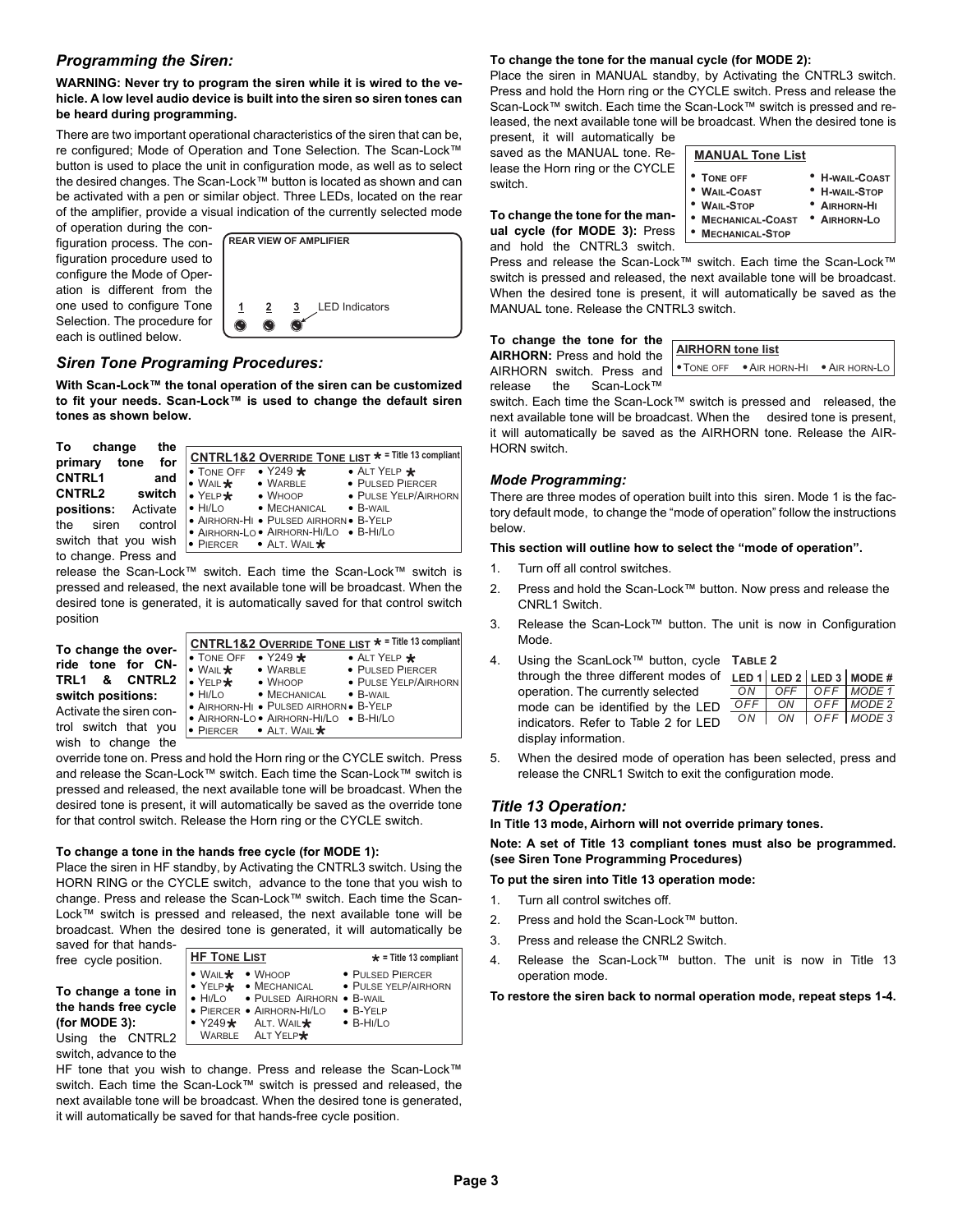## Programming the Siren:

**WARNING: Never try to program the siren while it is wired to the vehicle. A low level audio device is built into the siren so siren tones can be heard during programming.**

There are two important operational characteristics of the siren that can be, re configured; Mode of Operation and Tone Selection. The Scan-Lock™ button is used to place the unit in configuration mode, as well as to select the desired changes. The Scan-Lock™ button is located as shown and can be activated with a pen or similar object. Three LEDs, located on the rear of the amplifier, provide a visual indication of the currently selected mode of operation during the configuration process. The configuration procedure used to configure the Mode of Operation is different from the one used to configure Tone Selection. The procedure for each is outlined below.

REAR VIEW OF AMPLIFIER

1 2 3 LED Indicators

## Siren Tone Programing Procedures:

**With Scan-Lock™ the tonal operation of the siren can be customized to fit your needs. Scan-Lock™ is used to change the default siren tones as shown below.**

**To change the primary tone for CNTRL1 and CNTRL2 switch positions:** Activate the siren control switch that you wish to change. Press and release the Scan-Lock™ switch. Each time the Scan-Lock™ switch is pressed and released, the next available tone will be broadcast. When the desired tone is generated, it is automatically saved for that control switch position

**CNTRL1&2 OVERRIDE TONE LIST** * = Title 13 compliant

| | | |
|---|---|---|
| • Tone Off | • Y249 * | • Alt Yelp * |
| • Wail * | • Warble | • Pulsed Piercer |
| • Yelp * | • Whoop | • Pulse Yelp/Airhorn |
| • Hi/Lo | • Mechanical | • B-wail |
| • Airhorn-Hi | • Pulsed airhorn | • B-Yelp |
| • Airhorn-Lo | • Airhorn-Hi/Lo | • B-Hi/Lo |
| • Piercer | • Alt. Wail * | |

**To change the override tone for CNTRL1 & CNTRL2 switch positions:** Activate the siren control switch that you wish to change the override tone on. Press and hold the Horn ring or the CYCLE switch. Press and release the Scan-Lock™ switch. Each time the Scan-Lock™ switch is pressed and released, the next available tone will be broadcast. When the desired tone is present, it will automatically be saved as the override tone for that control switch. Release the Horn ring or the CYCLE switch.

**CNTRL1&2 OVERRIDE TONE LIST** * = Title 13 compliant

| | | |
|---|---|---|
| • Tone Off | • Y249 * | • Alt Yelp * |
| • Wail * | • Warble | • Pulsed Piercer |
| • Yelp * | • Whoop | • Pulse Yelp/Airhorn |
| • Hi/Lo | • Mechanical | • B-wail |
| • Airhorn-Hi | • Pulsed airhorn | • B-Yelp |
| • Airhorn-Lo | • Airhorn-Hi/Lo | • B-Hi/Lo |
| • Piercer | • Alt. Wail * | |

**To change a tone in the hands free cycle (for MODE 1):**
Place the siren in HF standby, by Activating the CNTRL3 switch. Using the HORN RING or the CYCLE switch, advance to the tone that you wish to change. Press and release the Scan-Lock™ switch. Each time the Scan-Lock™ switch is pressed and released, the next available tone will be broadcast. When the desired tone is generated, it will automatically be saved for that hands-free cycle position.

**To change a tone in the hands free cycle (for MODE 3):** Using the CNTRL2 switch, advance to the HF tone that you wish to change. Press and release the Scan-Lock™ switch. Each time the Scan-Lock™ switch is pressed and released, the next available tone will be broadcast. When the desired tone is generated, it will automatically be saved for that hands-free cycle position.

**HF Tone List** * = Title 13 compliant

| | | |
|---|---|---|
| • Wail * | • Whoop | • Pulsed Piercer |
| • Yelp * | • Mechanical | • Pulse yelp/airhorn |
| • Hi/Lo | • Pulsed Airhorn | • B-wail |
| • Piercer | • Airhorn-Hi/Lo | • B-Yelp |
| • Y249 * | Alt. Wail * | • B-Hi/Lo |
| Warble | Alt Yelp * | |

**To change the tone for the manual cycle (for MODE 2):**
Place the siren in MANUAL standby, by Activating the CNTRL3 switch. Press and hold the Horn ring or the CYCLE switch. Press and release the Scan-Lock™ switch. Each time the Scan-Lock™ switch is pressed and released, the next available tone will be broadcast. When the desired tone is present, it will automatically be saved as the MANUAL tone. Release the Horn ring or the CYCLE switch.

**MANUAL Tone List**

| | |
|---|---|
| • Tone off | • H-wail-Coast |
| • Wail-Coast | • H-wail-Stop |
| • Wail-Stop | • Airhorn-Hi |
| • Mechanical-Coast | • Airhorn-Lo |
| • Mechanical-Stop | |

**To change the tone for the manual cycle (for MODE 3):** Press and hold the CNTRL3 switch. Press and release the Scan-Lock™ switch. Each time the Scan-Lock™ switch is pressed and released, the next available tone will be broadcast. When the desired tone is present, it will automatically be saved as the MANUAL tone. Release the CNTRL3 switch.

**To change the tone for the AIRHORN:** Press and hold the AIRHORN switch. Press and release the Scan-Lock™ switch. Each time the Scan-Lock™ switch is pressed and released, the next available tone will be broadcast. When the desired tone is present, it will automatically be saved as the AIRHORN tone. Release the AIRHORN switch.

**AIRHORN tone list**

• Tone off • Air horn-Hi • Air horn-Lo

## Mode Programming:

There are three modes of operation built into this siren. Mode 1 is the factory default mode, to change the "mode of operation" follow the instructions below.

**This section will outline how to select the "mode of operation".**

1. Turn off all control switches.
2. Press and hold the Scan-Lock™ button. Now press and release the CNRL1 Switch.
3. Release the Scan-Lock™ button. The unit is now in Configuration Mode.
4. Using the ScanLock™ button, cycle through the three different modes of operation. The currently selected mode can be identified by the LED indicators. Refer to Table 2 for LED display information.
5. When the desired mode of operation has been selected, press and release the CNRL1 Switch to exit the configuration mode.

**Table 2**

| LED 1 | LED 2 | LED 3 | MODE # |
|---|---|---|---|
| ON | OFF | OFF | MODE 1 |
| OFF | ON | OFF | MODE 2 |
| ON | ON | OFF | MODE 3 |

## Title 13 Operation:

**In Title 13 mode, Airhorn will not override primary tones.**

**Note: A set of Title 13 compliant tones must also be programmed. (see Siren Tone Programming Procedures)**

**To put the siren into Title 13 operation mode:**

1. Turn all control switches off.
2. Press and hold the Scan-Lock™ button.
3. Press and release the CNRL2 Switch.
4. Release the Scan-Lock™ button. The unit is now in Title 13 operation mode.

**To restore the siren back to normal operation mode, repeat steps 1-4.**